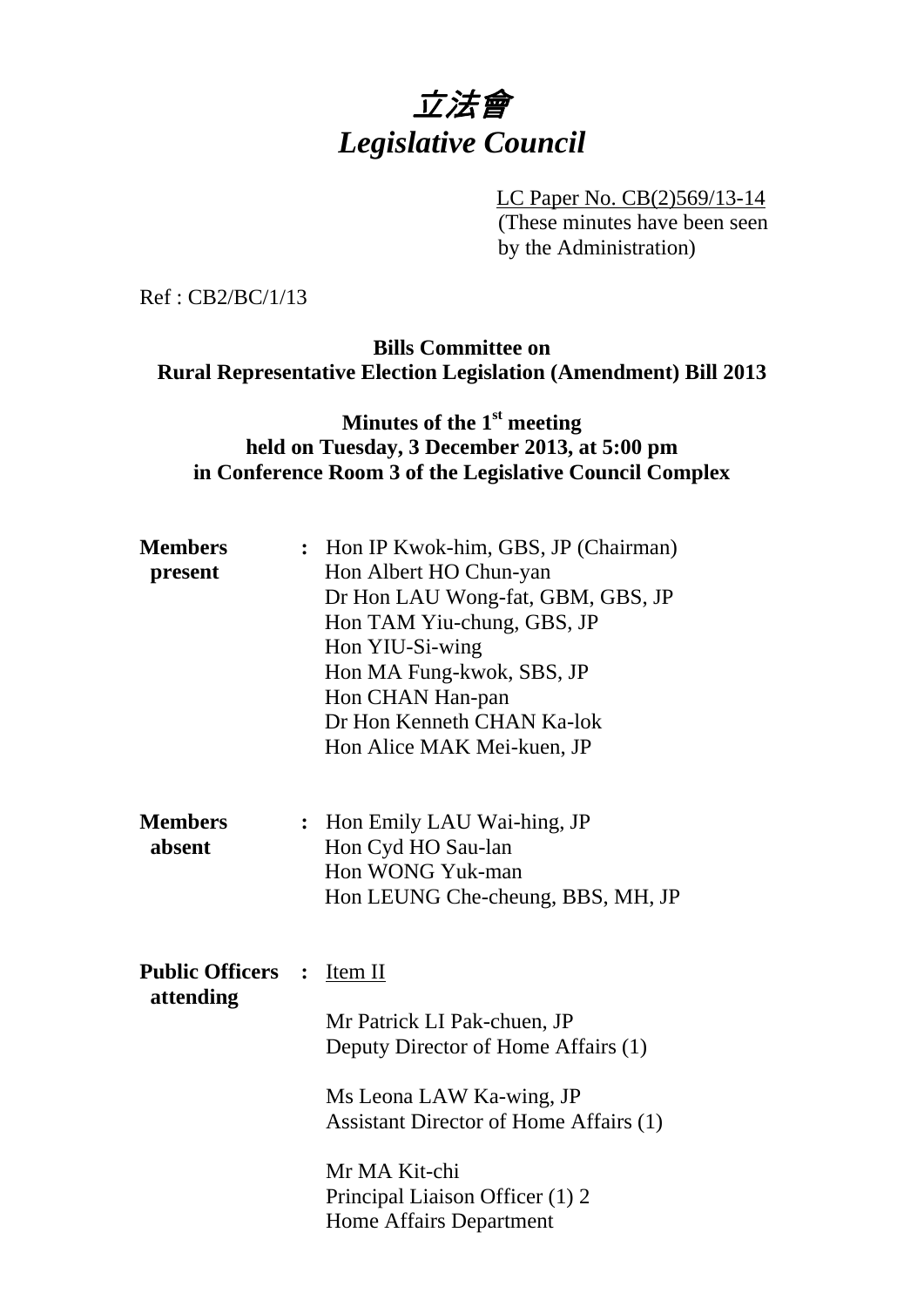# *立法會*
# *Legislative Council*

LC Paper No. CB(2)569/13-14
(These minutes have been seen by the Administration)

Ref : CB2/BC/1/13

**Bills Committee on**
**Rural Representative Election Legislation (Amendment) Bill 2013**

**Minutes of the 1st meeting**
**held on Tuesday, 3 December 2013, at 5:00 pm**
**in Conference Room 3 of the Legislative Council Complex**

**Members present** : Hon IP Kwok-him, GBS, JP (Chairman)
Hon Albert HO Chun-yan
Dr Hon LAU Wong-fat, GBM, GBS, JP
Hon TAM Yiu-chung, GBS, JP
Hon YIU-Si-wing
Hon MA Fung-kwok, SBS, JP
Hon CHAN Han-pan
Dr Hon Kenneth CHAN Ka-lok
Hon Alice MAK Mei-kuen, JP

**Members absent** : Hon Emily LAU Wai-hing, JP
Hon Cyd HO Sau-lan
Hon WONG Yuk-man
Hon LEUNG Che-cheung, BBS, MH, JP

**Public Officers attending** : Item II

Mr Patrick LI Pak-chuen, JP
Deputy Director of Home Affairs (1)

Ms Leona LAW Ka-wing, JP
Assistant Director of Home Affairs (1)

Mr MA Kit-chi
Principal Liaison Officer (1) 2
Home Affairs Department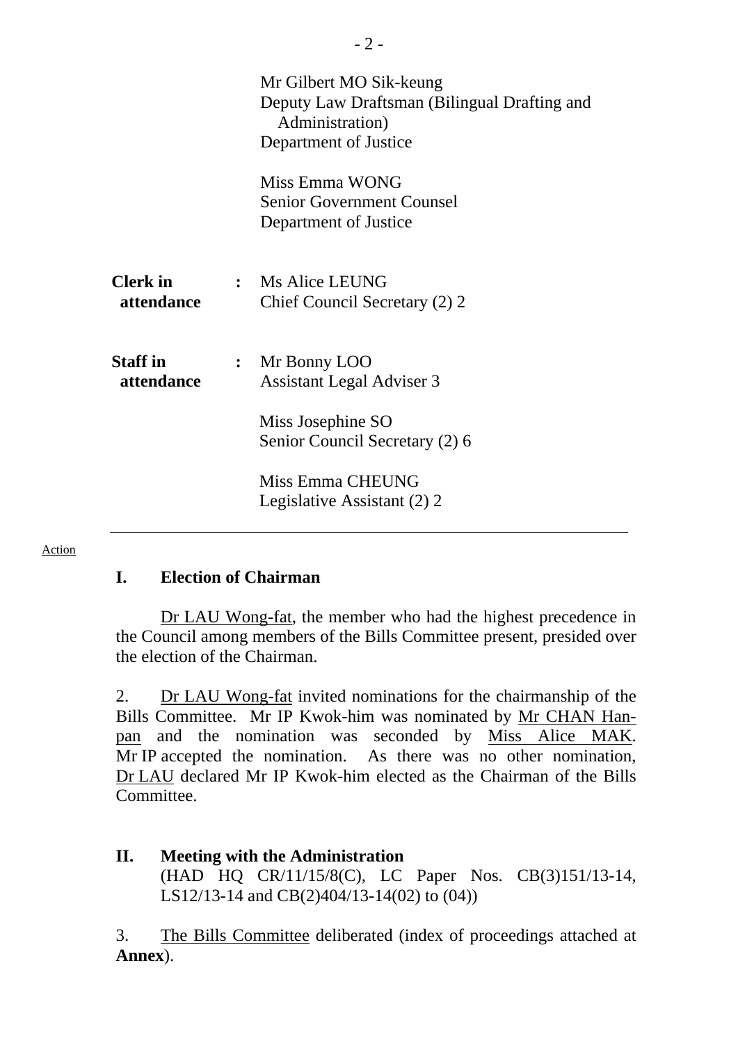Mr Gilbert MO Sik-keung
Deputy Law Draftsman (Bilingual Drafting and Administration)
Department of Justice

Miss Emma WONG
Senior Government Counsel
Department of Justice

| | | |
|---|---|---|
| **Clerk in attendance** | : | Ms Alice LEUNG<br>Chief Council Secretary (2) 2 |
| **Staff in attendance** | : | Mr Bonny LOO<br>Assistant Legal Adviser 3<br><br>Miss Josephine SO<br>Senior Council Secretary (2) 6<br><br>Miss Emma CHEUNG<br>Legislative Assistant (2) 2 |

---

Action

## I. Election of Chairman

Dr LAU Wong-fat, the member who had the highest precedence in the Council among members of the Bills Committee present, presided over the election of the Chairman.

2. Dr LAU Wong-fat invited nominations for the chairmanship of the Bills Committee. Mr IP Kwok-him was nominated by Mr CHAN Han-pan and the nomination was seconded by Miss Alice MAK. Mr IP accepted the nomination. As there was no other nomination, Dr LAU declared Mr IP Kwok-him elected as the Chairman of the Bills Committee.

## II. Meeting with the Administration

(HAD HQ CR/11/15/8(C), LC Paper Nos. CB(3)151/13-14, LS12/13-14 and CB(2)404/13-14(02) to (04))

3. The Bills Committee deliberated (index of proceedings attached at **Annex**).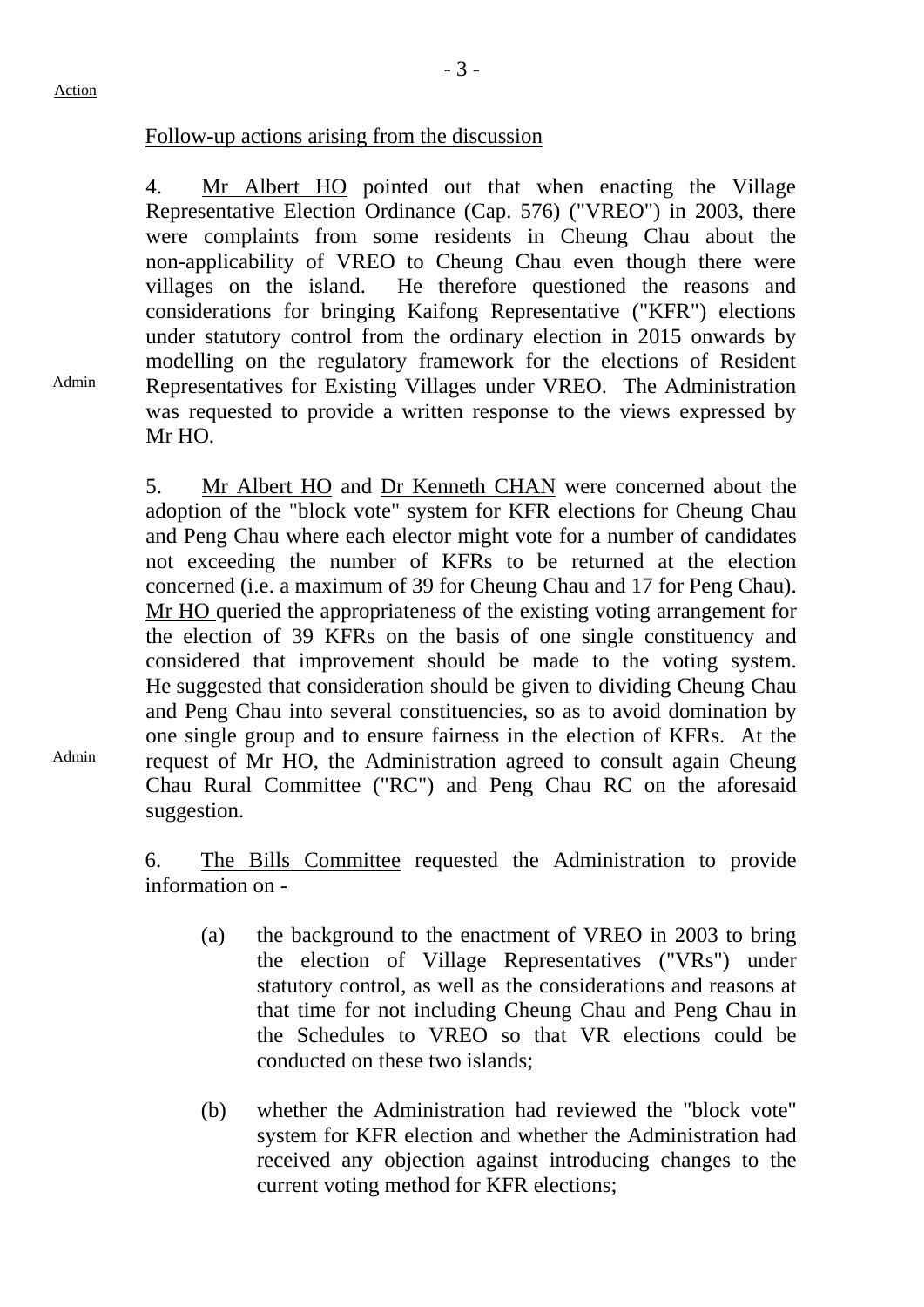Action

Follow-up actions arising from the discussion

4. Mr Albert HO pointed out that when enacting the Village Representative Election Ordinance (Cap. 576) ("VREO") in 2003, there were complaints from some residents in Cheung Chau about the non-applicability of VREO to Cheung Chau even though there were villages on the island. He therefore questioned the reasons and considerations for bringing Kaifong Representative ("KFR") elections under statutory control from the ordinary election in 2015 onwards by modelling on the regulatory framework for the elections of Resident Representatives for Existing Villages under VREO. The Administration was requested to provide a written response to the views expressed by Mr HO.

Admin

5. Mr Albert HO and Dr Kenneth CHAN were concerned about the adoption of the "block vote" system for KFR elections for Cheung Chau and Peng Chau where each elector might vote for a number of candidates not exceeding the number of KFRs to be returned at the election concerned (i.e. a maximum of 39 for Cheung Chau and 17 for Peng Chau). Mr HO queried the appropriateness of the existing voting arrangement for the election of 39 KFRs on the basis of one single constituency and considered that improvement should be made to the voting system. He suggested that consideration should be given to dividing Cheung Chau and Peng Chau into several constituencies, so as to avoid domination by one single group and to ensure fairness in the election of KFRs. At the request of Mr HO, the Administration agreed to consult again Cheung Chau Rural Committee ("RC") and Peng Chau RC on the aforesaid suggestion.

Admin

6. The Bills Committee requested the Administration to provide information on -

(a) the background to the enactment of VREO in 2003 to bring the election of Village Representatives ("VRs") under statutory control, as well as the considerations and reasons at that time for not including Cheung Chau and Peng Chau in the Schedules to VREO so that VR elections could be conducted on these two islands;

(b) whether the Administration had reviewed the "block vote" system for KFR election and whether the Administration had received any objection against introducing changes to the current voting method for KFR elections;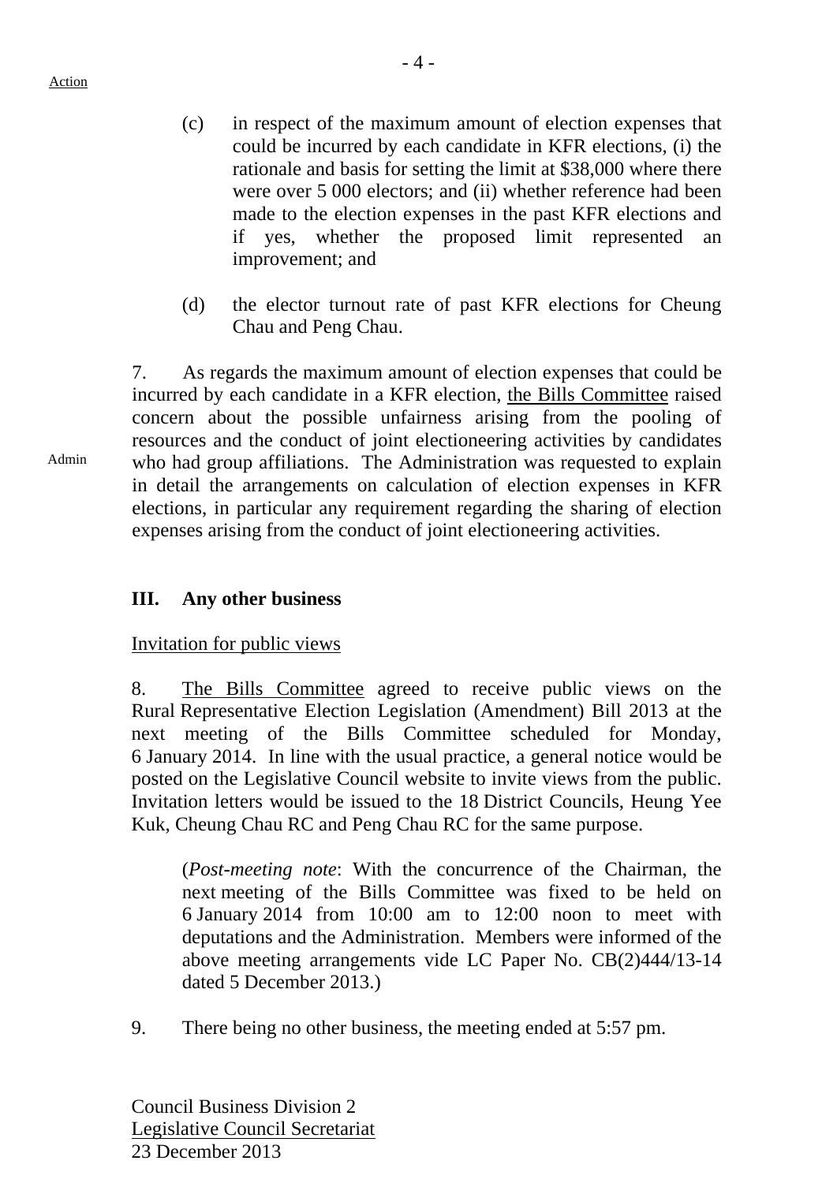(c) in respect of the maximum amount of election expenses that could be incurred by each candidate in KFR elections, (i) the rationale and basis for setting the limit at $38,000 where there were over 5 000 electors; and (ii) whether reference had been made to the election expenses in the past KFR elections and if yes, whether the proposed limit represented an improvement; and

(d) the elector turnout rate of past KFR elections for Cheung Chau and Peng Chau.

7. As regards the maximum amount of election expenses that could be incurred by each candidate in a KFR election, the Bills Committee raised concern about the possible unfairness arising from the pooling of resources and the conduct of joint electioneering activities by candidates who had group affiliations. The Administration was requested to explain in detail the arrangements on calculation of election expenses in KFR elections, in particular any requirement regarding the sharing of election expenses arising from the conduct of joint electioneering activities.

Admin

## III. Any other business

Invitation for public views

8. The Bills Committee agreed to receive public views on the Rural Representative Election Legislation (Amendment) Bill 2013 at the next meeting of the Bills Committee scheduled for Monday, 6 January 2014. In line with the usual practice, a general notice would be posted on the Legislative Council website to invite views from the public. Invitation letters would be issued to the 18 District Councils, Heung Yee Kuk, Cheung Chau RC and Peng Chau RC for the same purpose.

(*Post-meeting note*: With the concurrence of the Chairman, the next meeting of the Bills Committee was fixed to be held on 6 January 2014 from 10:00 am to 12:00 noon to meet with deputations and the Administration. Members were informed of the above meeting arrangements vide LC Paper No. CB(2)444/13-14 dated 5 December 2013.)

9. There being no other business, the meeting ended at 5:57 pm.

Council Business Division 2
Legislative Council Secretariat
23 December 2013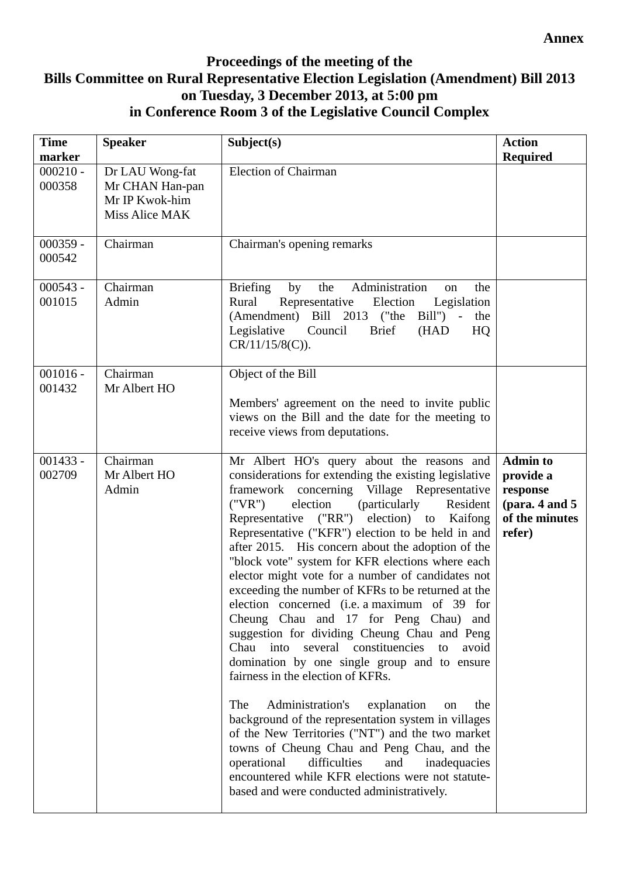**Annex**

**Proceedings of the meeting of the**
**Bills Committee on Rural Representative Election Legislation (Amendment) Bill 2013**
**on Tuesday, 3 December 2013, at 5:00 pm**
**in Conference Room 3 of the Legislative Council Complex**

| Time marker | Speaker | Subject(s) | Action Required |
|---|---|---|---|
| 000210 - 000358 | Dr LAU Wong-fat<br>Mr CHAN Han-pan<br>Mr IP Kwok-him<br>Miss Alice MAK | Election of Chairman | |
| 000359 - 000542 | Chairman | Chairman's opening remarks | |
| 000543 - 001015 | Chairman<br>Admin | Briefing by the Administration on the Rural Representative Election Legislation (Amendment) Bill 2013 ("the Bill") - the Legislative Council Brief (HAD HQ CR/11/15/8(C)). | |
| 001016 - 001432 | Chairman<br>Mr Albert HO | Object of the Bill<br><br>Members' agreement on the need to invite public views on the Bill and the date for the meeting to receive views from deputations. | |
| 001433 - 002709 | Chairman<br>Mr Albert HO<br>Admin | Mr Albert HO's query about the reasons and considerations for extending the existing legislative framework concerning Village Representative ("VR") election (particularly Resident Representative ("RR") election) to Kaifong Representative ("KFR") election to be held in and after 2015. His concern about the adoption of the "block vote" system for KFR elections where each elector might vote for a number of candidates not exceeding the number of KFRs to be returned at the election concerned (i.e. a maximum of 39 for Cheung Chau and 17 for Peng Chau) and suggestion for dividing Cheung Chau and Peng Chau into several constituencies to avoid domination by one single group and to ensure fairness in the election of KFRs.<br><br>The Administration's explanation on the background of the representation system in villages of the New Territories ("NT") and the two market towns of Cheung Chau and Peng Chau, and the operational difficulties and inadequacies encountered while KFR elections were not statute-based and were conducted administratively. | **Admin to provide a response (para. 4 and 5 of the minutes refer)** |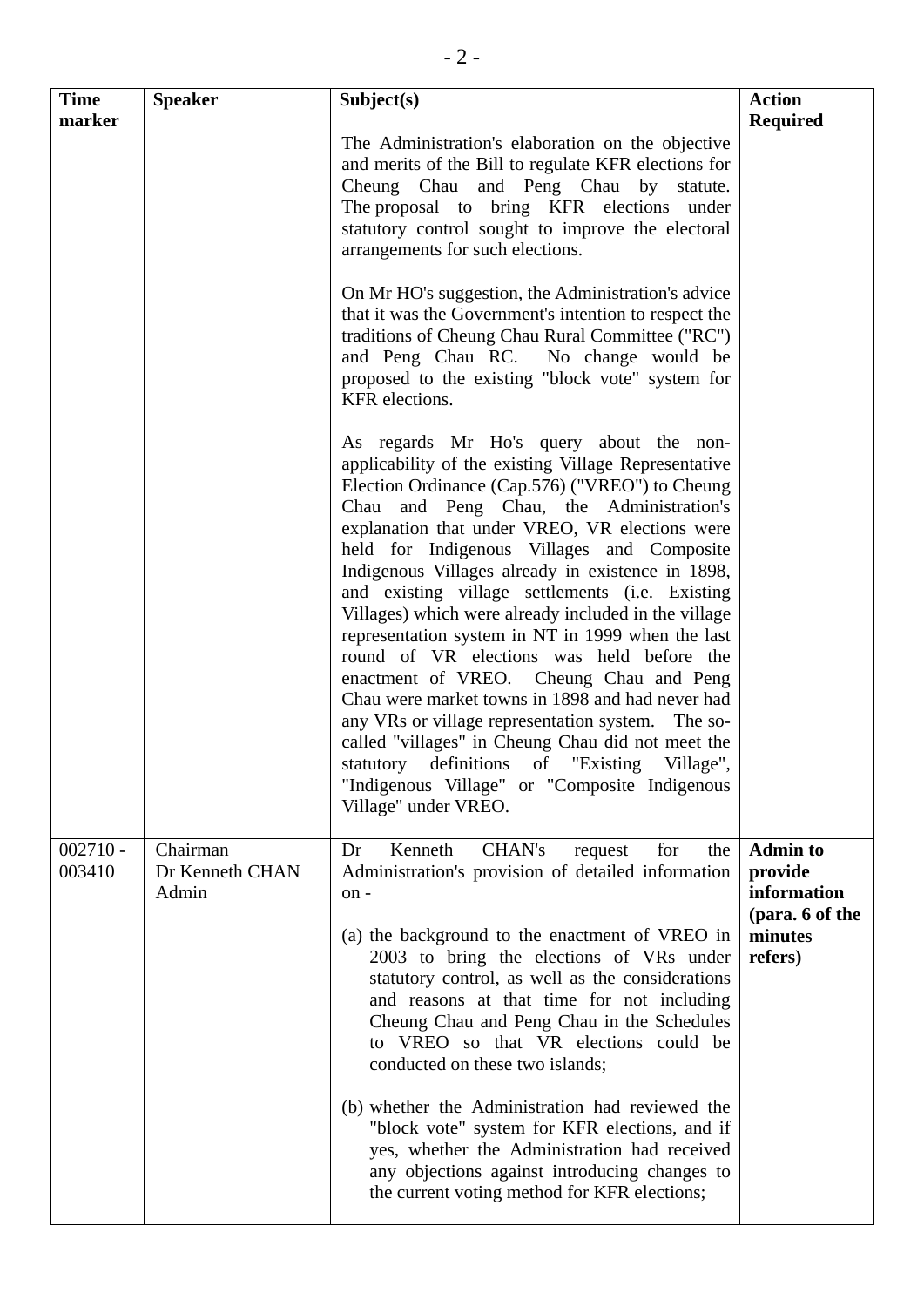| Time marker | Speaker | Subject(s) | Action Required |
|---|---|---|---|
| | | The Administration's elaboration on the objective and merits of the Bill to regulate KFR elections for Cheung Chau and Peng Chau by statute. The proposal to bring KFR elections under statutory control sought to improve the electoral arrangements for such elections.<br><br>On Mr HO's suggestion, the Administration's advice that it was the Government's intention to respect the traditions of Cheung Chau Rural Committee ("RC") and Peng Chau RC. No change would be proposed to the existing "block vote" system for KFR elections.<br><br>As regards Mr Ho's query about the non-applicability of the existing Village Representative Election Ordinance (Cap.576) ("VREO") to Cheung Chau and Peng Chau, the Administration's explanation that under VREO, VR elections were held for Indigenous Villages and Composite Indigenous Villages already in existence in 1898, and existing village settlements (i.e. Existing Villages) which were already included in the village representation system in NT in 1999 when the last round of VR elections was held before the enactment of VREO. Cheung Chau and Peng Chau were market towns in 1898 and had never had any VRs or village representation system. The so-called "villages" in Cheung Chau did not meet the statutory definitions of "Existing Village", "Indigenous Village" or "Composite Indigenous Village" under VREO. | |
| 002710 - 003410 | Chairman<br>Dr Kenneth CHAN<br>Admin | Dr Kenneth CHAN's request for the Administration's provision of detailed information on -<br><br>(a) the background to the enactment of VREO in 2003 to bring the elections of VRs under statutory control, as well as the considerations and reasons at that time for not including Cheung Chau and Peng Chau in the Schedules to VREO so that VR elections could be conducted on these two islands;<br><br>(b) whether the Administration had reviewed the "block vote" system for KFR elections, and if yes, whether the Administration had received any objections against introducing changes to the current voting method for KFR elections; | **Admin to provide information (para. 6 of the minutes refers)** |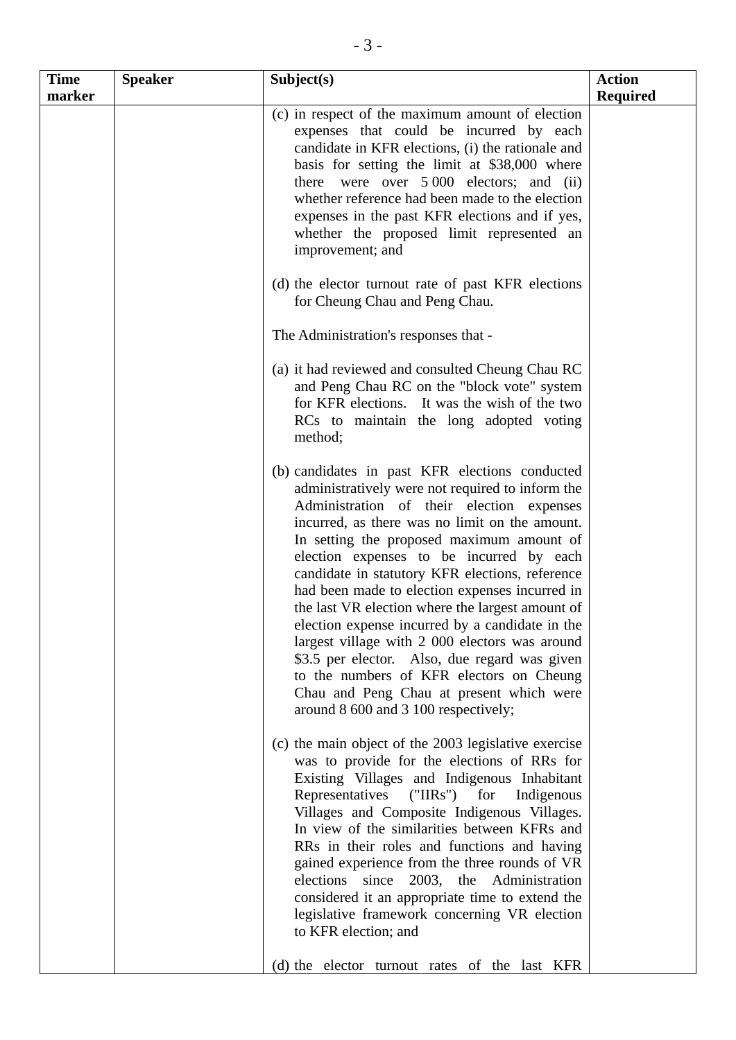| Time marker | Speaker | Subject(s) | Action Required |
|---|---|---|---|
| | | (c) in respect of the maximum amount of election expenses that could be incurred by each candidate in KFR elections, (i) the rationale and basis for setting the limit at $38,000 where there were over 5 000 electors; and (ii) whether reference had been made to the election expenses in the past KFR elections and if yes, whether the proposed limit represented an improvement; and<br><br>(d) the elector turnout rate of past KFR elections for Cheung Chau and Peng Chau.<br><br>The Administration's responses that -<br><br>(a) it had reviewed and consulted Cheung Chau RC and Peng Chau RC on the "block vote" system for KFR elections. It was the wish of the two RCs to maintain the long adopted voting method;<br><br>(b) candidates in past KFR elections conducted administratively were not required to inform the Administration of their election expenses incurred, as there was no limit on the amount. In setting the proposed maximum amount of election expenses to be incurred by each candidate in statutory KFR elections, reference had been made to election expenses incurred in the last VR election where the largest amount of election expense incurred by a candidate in the largest village with 2 000 electors was around $3.5 per elector. Also, due regard was given to the numbers of KFR electors on Cheung Chau and Peng Chau at present which were around 8 600 and 3 100 respectively;<br><br>(c) the main object of the 2003 legislative exercise was to provide for the elections of RRs for Existing Villages and Indigenous Inhabitant Representatives ("IIRs") for Indigenous Villages and Composite Indigenous Villages. In view of the similarities between KFRs and RRs in their roles and functions and having gained experience from the three rounds of VR elections since 2003, the Administration considered it an appropriate time to extend the legislative framework concerning VR election to KFR election; and<br><br>(d) the elector turnout rates of the last KFR | |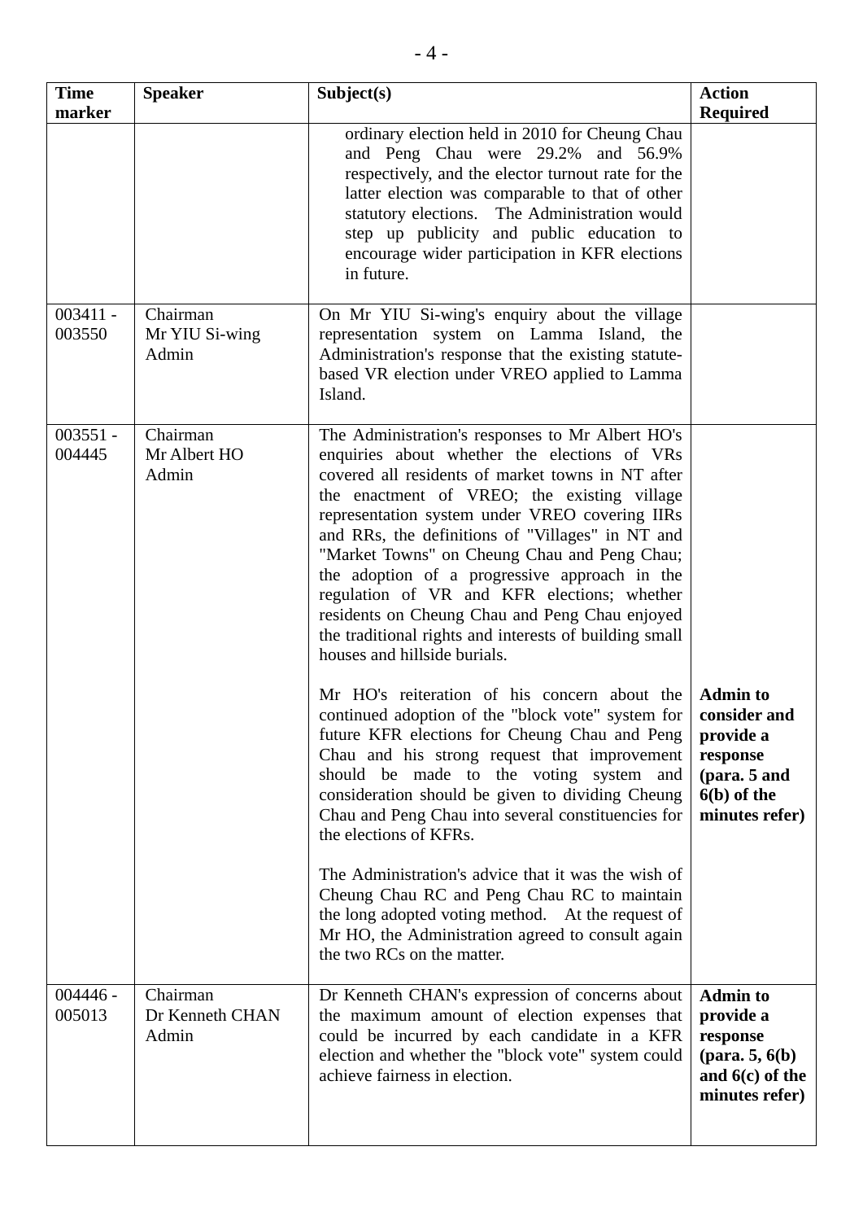| Time marker | Speaker | Subject(s) | Action Required |
|---|---|---|---|
| | | ordinary election held in 2010 for Cheung Chau and Peng Chau were 29.2% and 56.9% respectively, and the elector turnout rate for the latter election was comparable to that of other statutory elections. The Administration would step up publicity and public education to encourage wider participation in KFR elections in future. | |
| 003411 - 003550 | Chairman<br>Mr YIU Si-wing<br>Admin | On Mr YIU Si-wing's enquiry about the village representation system on Lamma Island, the Administration's response that the existing statute-based VR election under VREO applied to Lamma Island. | |
| 003551 - 004445 | Chairman<br>Mr Albert HO<br>Admin | The Administration's responses to Mr Albert HO's enquiries about whether the elections of VRs covered all residents of market towns in NT after the enactment of VREO; the existing village representation system under VREO covering IIRs and RRs, the definitions of "Villages" in NT and "Market Towns" on Cheung Chau and Peng Chau; the adoption of a progressive approach in the regulation of VR and KFR elections; whether residents on Cheung Chau and Peng Chau enjoyed the traditional rights and interests of building small houses and hillside burials.<br><br>Mr HO's reiteration of his concern about the continued adoption of the "block vote" system for future KFR elections for Cheung Chau and Peng Chau and his strong request that improvement should be made to the voting system and consideration should be given to dividing Cheung Chau and Peng Chau into several constituencies for the elections of KFRs.<br><br>The Administration's advice that it was the wish of Cheung Chau RC and Peng Chau RC to maintain the long adopted voting method. At the request of Mr HO, the Administration agreed to consult again the two RCs on the matter. | **Admin to consider and provide a response (para. 5 and 6(b) of the minutes refer)** |
| 004446 - 005013 | Chairman<br>Dr Kenneth CHAN<br>Admin | Dr Kenneth CHAN's expression of concerns about the maximum amount of election expenses that could be incurred by each candidate in a KFR election and whether the "block vote" system could achieve fairness in election. | **Admin to provide a response (para. 5, 6(b) and 6(c) of the minutes refer)** |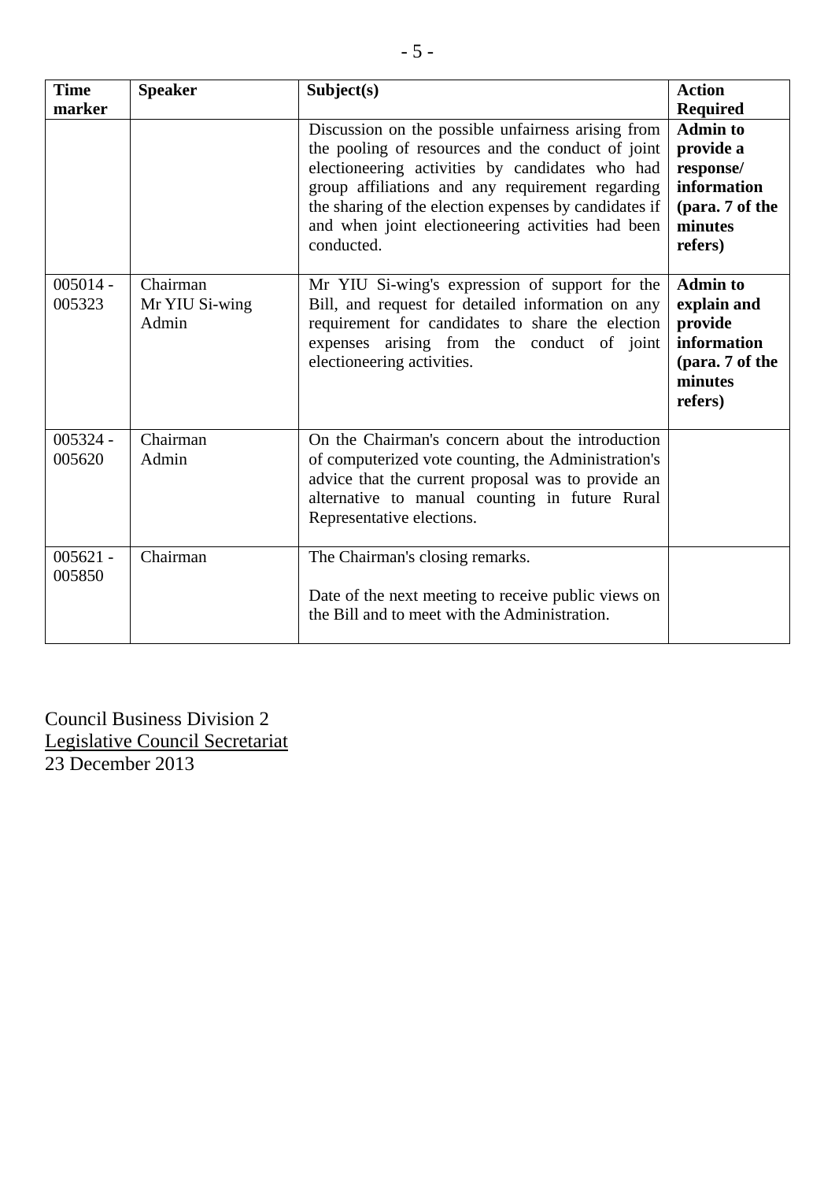| Time marker | Speaker | Subject(s) | Action Required |
|---|---|---|---|
| | | Discussion on the possible unfairness arising from the pooling of resources and the conduct of joint electioneering activities by candidates who had group affiliations and any requirement regarding the sharing of the election expenses by candidates if and when joint electioneering activities had been conducted. | **Admin to provide a response/ information (para. 7 of the minutes refers)** |
| 005014 - 005323 | Chairman<br>Mr YIU Si-wing<br>Admin | Mr YIU Si-wing's expression of support for the Bill, and request for detailed information on any requirement for candidates to share the election expenses arising from the conduct of joint electioneering activities. | **Admin to explain and provide information (para. 7 of the minutes refers)** |
| 005324 - 005620 | Chairman<br>Admin | On the Chairman's concern about the introduction of computerized vote counting, the Administration's advice that the current proposal was to provide an alternative to manual counting in future Rural Representative elections. | |
| 005621 - 005850 | Chairman | The Chairman's closing remarks.<br><br>Date of the next meeting to receive public views on the Bill and to meet with the Administration. | |

Council Business Division 2
Legislative Council Secretariat
23 December 2013